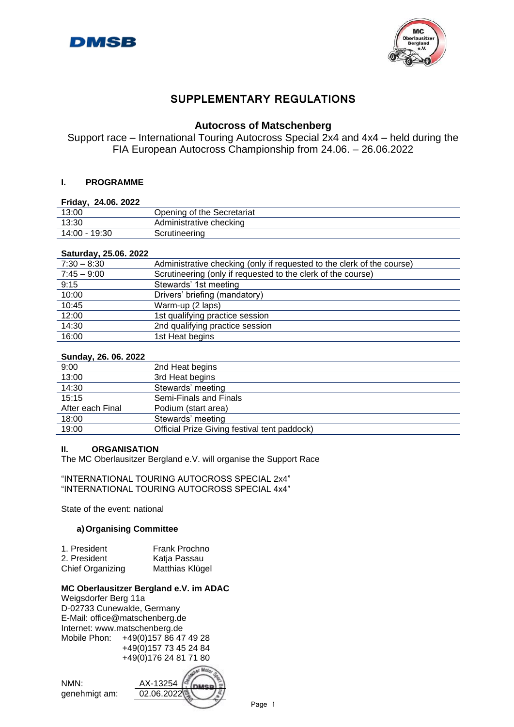# SUPPLEMENTARY REGULATIONS

## Autocross of Matschenberg

Support race – International Touring Autocross Special 2x4 and 4x4 – held during the FIA European Autocross Championship from 24.06. – 26.06.2022

### I. PROGRAMME

| Friday, 24.06. 2022 | |
|---|---|
| 13:00 | Opening of the Secretariat |
| 13:30 | Administrative checking |
| 14:00 - 19:30 | Scrutineering |

| Saturday, 25.06. 2022 | |
|---|---|
| 7:30 – 8:30 | Administrative checking (only if requested to the clerk of the course) |
| 7:45 – 9:00 | Scrutineering (only if requested to the clerk of the course) |
| 9:15 | Stewards' 1st meeting |
| 10:00 | Drivers' briefing (mandatory) |
| 10:45 | Warm-up (2 laps) |
| 12:00 | 1st qualifying practice session |
| 14:30 | 2nd qualifying practice session |
| 16:00 | 1st Heat begins |

| Sunday, 26. 06. 2022 | |
|---|---|
| 9:00 | 2nd Heat begins |
| 13:00 | 3rd Heat begins |
| 14:30 | Stewards' meeting |
| 15:15 | Semi-Finals and Finals |
| After each Final | Podium (start area) |
| 18:00 | Stewards' meeting |
| 19:00 | Official Prize Giving festival tent paddock) |

### II. ORGANISATION

The MC Oberlausitzer Bergland e.V. will organise the Support Race

"INTERNATIONAL TOURING AUTOCROSS SPECIAL 2x4"
"INTERNATIONAL TOURING AUTOCROSS SPECIAL 4x4"

State of the event: national

**a) Organising Committee**

| | |
|---|---|
| 1. President | Frank Prochno |
| 2. President | Katja Passau |
| Chief Organizing | Matthias Klügel |

**MC Oberlausitzer Bergland e.V. im ADAC**
Weigsdorfer Berg 11a
D-02733 Cunewalde, Germany
E-Mail: office@matschenberg.de
Internet: www.matschenberg.de
Mobile Phon: +49(0)157 86 47 49 28
+49(0)157 73 45 24 84
+49(0)176 24 81 71 80

NMN: AX-13254
genehmigt am: 02.06.2022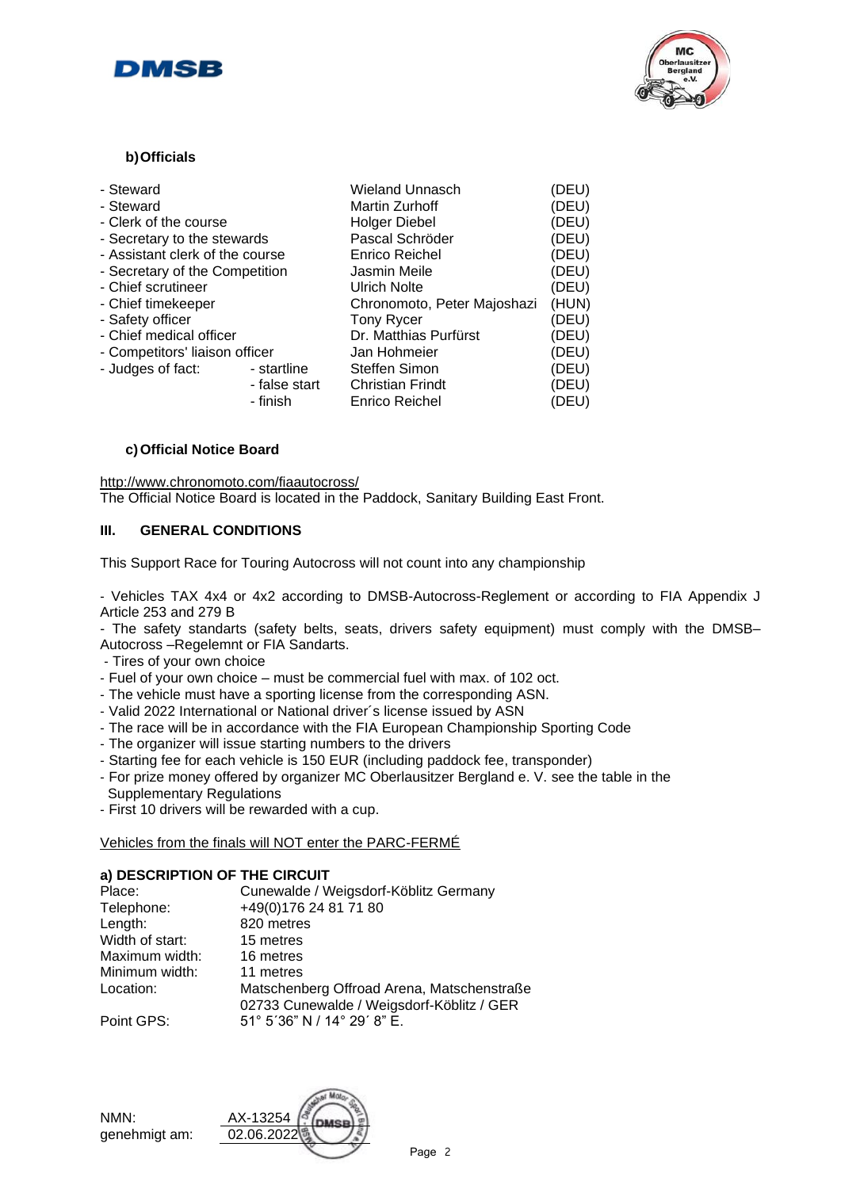### b) Officials

| | | | |
|---|---|---|---|
| - Steward | | Wieland Unnasch | (DEU) |
| - Steward | | Martin Zurhoff | (DEU) |
| - Clerk of the course | | Holger Diebel | (DEU) |
| - Secretary to the stewards | | Pascal Schröder | (DEU) |
| - Assistant clerk of the course | | Enrico Reichel | (DEU) |
| - Secretary of the Competition | | Jasmin Meile | (DEU) |
| - Chief scrutineer | | Ulrich Nolte | (DEU) |
| - Chief timekeeper | | Chronomoto, Peter Majoshazi | (HUN) |
| - Safety officer | | Tony Rycer | (DEU) |
| - Chief medical officer | | Dr. Matthias Purfürst | (DEU) |
| - Competitors' liaison officer | | Jan Hohmeier | (DEU) |
| - Judges of fact: | - startline | Steffen Simon | (DEU) |
| | - false start | Christian Frindt | (DEU) |
| | - finish | Enrico Reichel | (DEU) |

### c) Official Notice Board

http://www.chronomoto.com/fiaautocross/
The Official Notice Board is located in the Paddock, Sanitary Building East Front.

## III. GENERAL CONDITIONS

This Support Race for Touring Autocross will not count into any championship

- Vehicles TAX 4x4 or 4x2 according to DMSB-Autocross-Reglement or according to FIA Appendix J Article 253 and 279 B
- The safety standarts (safety belts, seats, drivers safety equipment) must comply with the DMSB–Autocross –Regelemnt or FIA Sandarts.
- Tires of your own choice
- Fuel of your own choice – must be commercial fuel with max. of 102 oct.
- The vehicle must have a sporting license from the corresponding ASN.
- Valid 2022 International or National driver´s license issued by ASN
- The race will be in accordance with the FIA European Championship Sporting Code
- The organizer will issue starting numbers to the drivers
- Starting fee for each vehicle is 150 EUR (including paddock fee, transponder)
- For prize money offered by organizer MC Oberlausitzer Bergland e. V. see the table in the Supplementary Regulations
- First 10 drivers will be rewarded with a cup.

Vehicles from the finals will NOT enter the PARC-FERMÉ

### a) DESCRIPTION OF THE CIRCUIT

| | |
|---|---|
| Place: | Cunewalde / Weigsdorf-Köblitz Germany |
| Telephone: | +49(0)176 24 81 71 80 |
| Length: | 820 metres |
| Width of start: | 15 metres |
| Maximum width: | 16 metres |
| Minimum width: | 11 metres |
| Location: | Matschenberg Offroad Arena, Matschenstraße 02733 Cunewalde / Weigsdorf-Köblitz / GER |
| Point GPS: | 51° 5´36" N / 14° 29´ 8" E. |

NMN: AX-13254
genehmigt am: 02.06.2022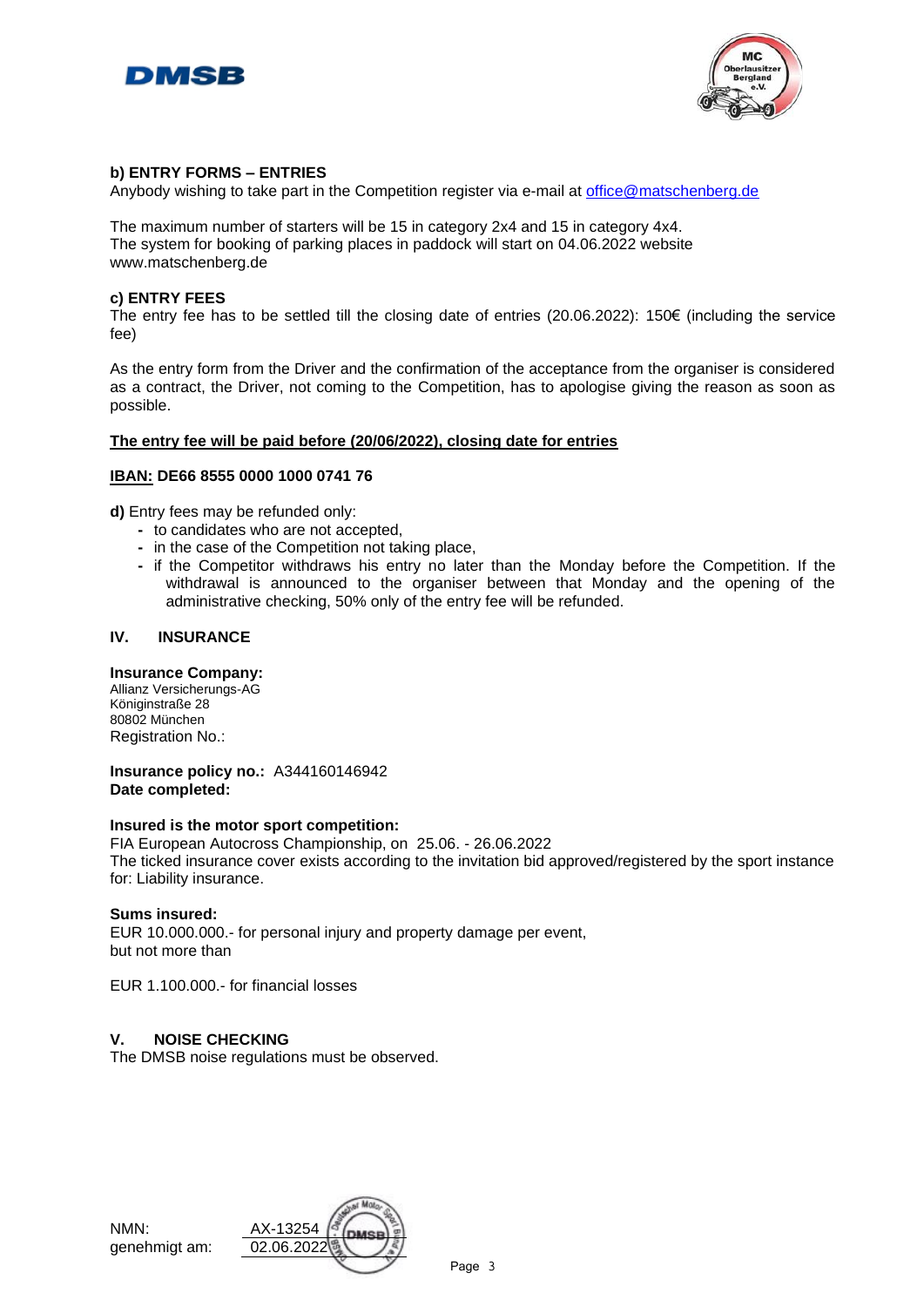### b) ENTRY FORMS – ENTRIES

Anybody wishing to take part in the Competition register via e-mail at office@matschenberg.de

The maximum number of starters will be 15 in category 2x4 and 15 in category 4x4.
The system for booking of parking places in paddock will start on 04.06.2022 website www.matschenberg.de

### c) ENTRY FEES

The entry fee has to be settled till the closing date of entries (20.06.2022): 150€ (including the service fee)

As the entry form from the Driver and the confirmation of the acceptance from the organiser is considered as a contract, the Driver, not coming to the Competition, has to apologise giving the reason as soon as possible.

**The entry fee will be paid before (20/06/2022), closing date for entries**

**IBAN: DE66 8555 0000 1000 0741 76**

**d)** Entry fees may be refunded only:

- to candidates who are not accepted,
- in the case of the Competition not taking place,
- if the Competitor withdraws his entry no later than the Monday before the Competition. If the withdrawal is announced to the organiser between that Monday and the opening of the administrative checking, 50% only of the entry fee will be refunded.

## IV. INSURANCE

**Insurance Company:**
Allianz Versicherungs-AG
Königinstraße 28
80802 München
Registration No.:

**Insurance policy no.:** A344160146942
**Date completed:**

**Insured is the motor sport competition:**
FIA European Autocross Championship, on 25.06. - 26.06.2022
The ticked insurance cover exists according to the invitation bid approved/registered by the sport instance for: Liability insurance.

**Sums insured:**
EUR 10.000.000.- for personal injury and property damage per event,
but not more than

EUR 1.100.000.- for financial losses

## V. NOISE CHECKING

The DMSB noise regulations must be observed.

NMN: AX-13254
genehmigt am: 02.06.2022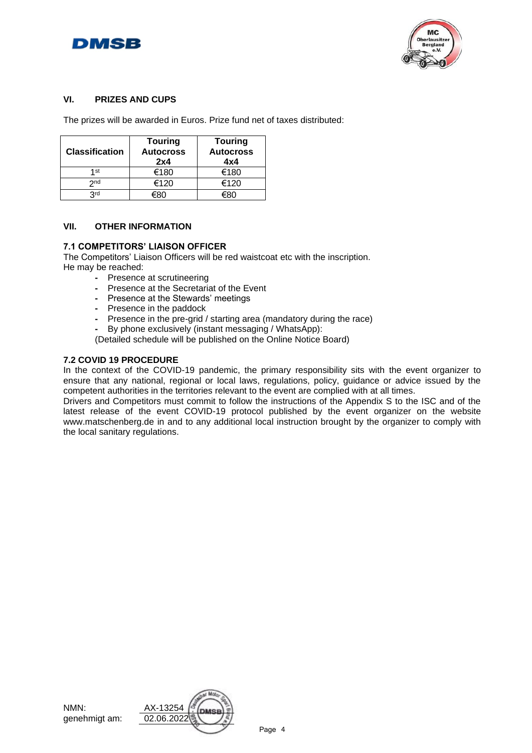## VI. PRIZES AND CUPS

The prizes will be awarded in Euros. Prize fund net of taxes distributed:

| Classification | Touring Autocross 2x4 | Touring Autocross 4x4 |
|---|---|---|
| 1st | €180 | €180 |
| 2nd | €120 | €120 |
| 3rd | €80 | €80 |

## VII. OTHER INFORMATION

### 7.1 COMPETITORS' LIAISON OFFICER

The Competitors' Liaison Officers will be red waistcoat etc with the inscription.
He may be reached:

- Presence at scrutineering
- Presence at the Secretariat of the Event
- Presence at the Stewards' meetings
- Presence in the paddock
- Presence in the pre-grid / starting area (mandatory during the race)
- By phone exclusively (instant messaging / WhatsApp):

(Detailed schedule will be published on the Online Notice Board)

### 7.2 COVID 19 PROCEDURE

In the context of the COVID-19 pandemic, the primary responsibility sits with the event organizer to ensure that any national, regional or local laws, regulations, policy, guidance or advice issued by the competent authorities in the territories relevant to the event are complied with at all times.
Drivers and Competitors must commit to follow the instructions of the Appendix S to the ISC and of the latest release of the event COVID-19 protocol published by the event organizer on the website www.matschenberg.de in and to any additional local instruction brought by the organizer to comply with the local sanitary regulations.

NMN: AX-13254
genehmigt am: 02.06.2022